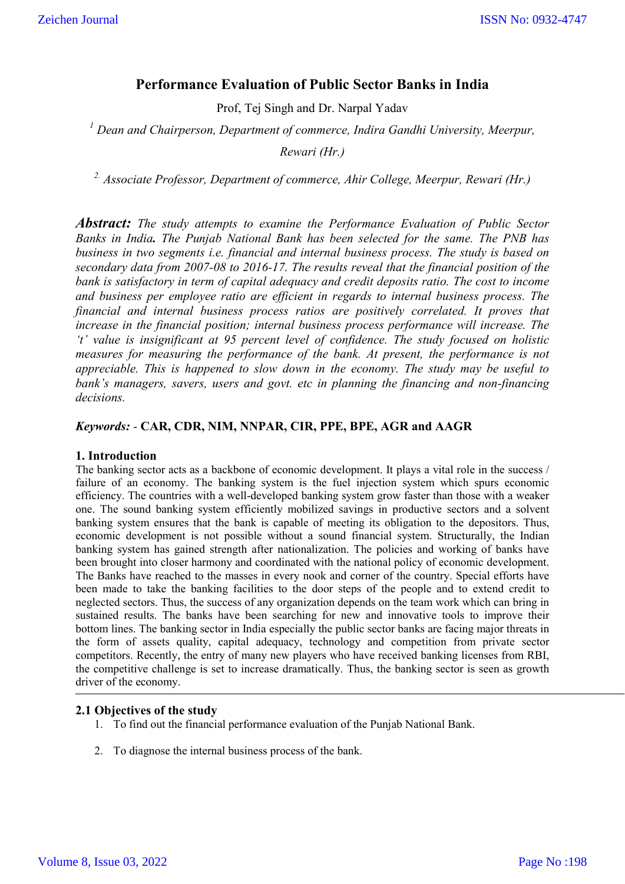# Performance Evaluation of Public Sector Banks in India

Prof, Tej Singh and Dr. Narpal Yadav

[1] *Dean and Chairperson, Department of commerce, Indira Gandhi University, Meerpur, Rewari (Hr.)*

[2.] *Associate Professor, Department of commerce, Ahir College, Meerpur, Rewari (Hr.)*

***Abstract:*** *The study attempts to examine the Performance Evaluation of Public Sector Banks in India**.** The Punjab National Bank has been selected for the same. The PNB has business in two segments i.e. financial and internal business process. The study is based on secondary data from 2007-08 to 2016-17. The results reveal that the financial position of the bank is satisfactory in term of capital adequacy and credit deposits ratio. The cost to income and business per employee ratio are efficient in regards to internal business process. The financial and internal business process ratios are positively correlated. It proves that increase in the financial position; internal business process performance will increase. The 't' value is insignificant at 95 percent level of confidence. The study focused on holistic measures for measuring the performance of the bank. At present, the performance is not appreciable. This is happened to slow down in the economy. The study may be useful to bank's managers, savers, users and govt. etc in planning the financing and non-financing decisions.*

***Keywords:*** - **CAR, CDR, NIM, NNPAR, CIR, PPE, BPE, AGR and AAGR**

## 1. Introduction

The banking sector acts as a backbone of economic development. It plays a vital role in the success / failure of an economy. The banking system is the fuel injection system which spurs economic efficiency. The countries with a well-developed banking system grow faster than those with a weaker one. The sound banking system efficiently mobilized savings in productive sectors and a solvent banking system ensures that the bank is capable of meeting its obligation to the depositors. Thus, economic development is not possible without a sound financial system. Structurally, the Indian banking system has gained strength after nationalization. The policies and working of banks have been brought into closer harmony and coordinated with the national policy of economic development. The Banks have reached to the masses in every nook and corner of the country. Special efforts have been made to take the banking facilities to the door steps of the people and to extend credit to neglected sectors. Thus, the success of any organization depends on the team work which can bring in sustained results. The banks have been searching for new and innovative tools to improve their bottom lines. The banking sector in India especially the public sector banks are facing major threats in the form of assets quality, capital adequacy, technology and competition from private sector competitors. Recently, the entry of many new players who have received banking licenses from RBI, the competitive challenge is set to increase dramatically. Thus, the banking sector is seen as growth driver of the economy.

## 2.1 Objectives of the study

1. To find out the financial performance evaluation of the Punjab National Bank.
2. To diagnose the internal business process of the bank.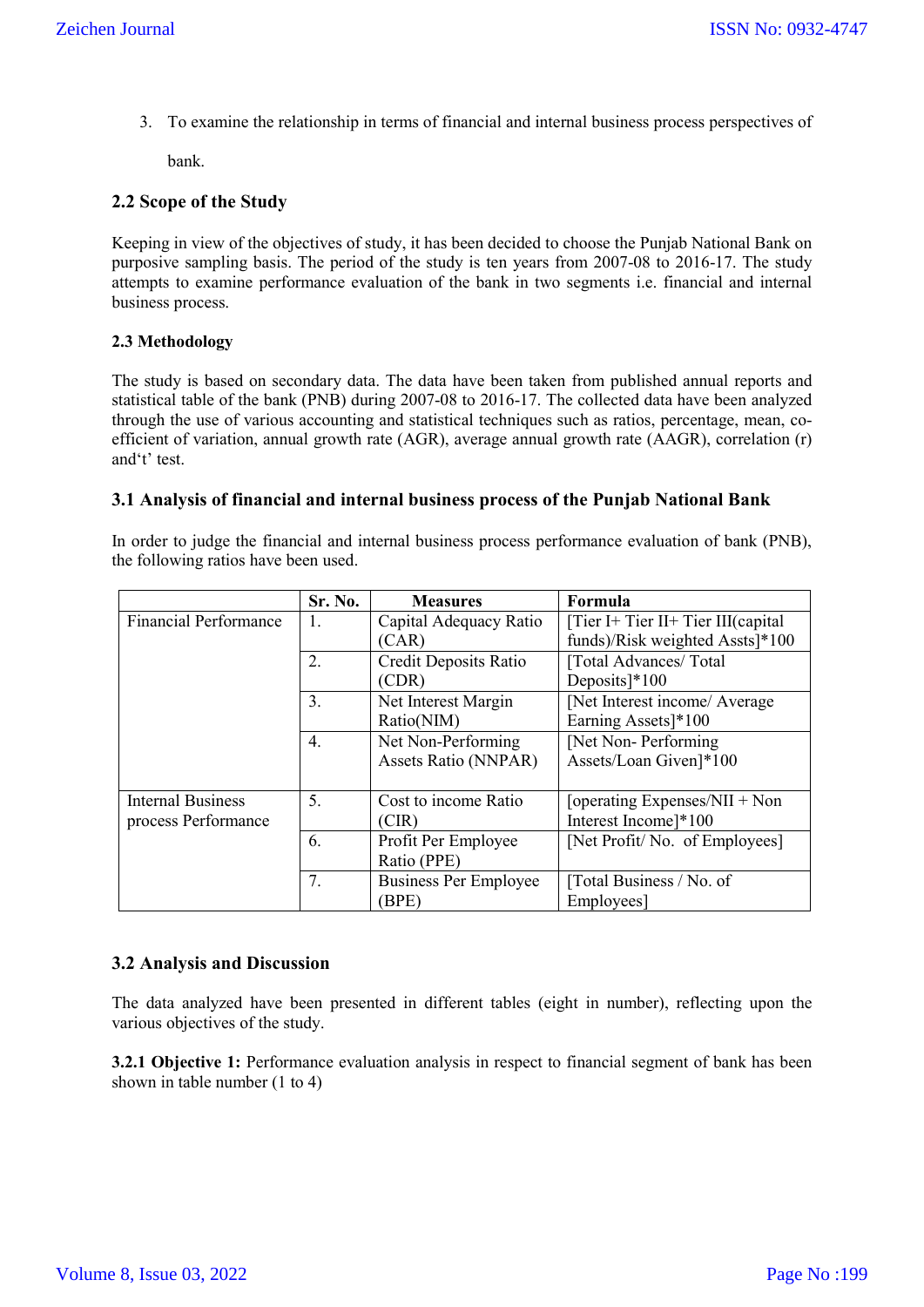3. To examine the relationship in terms of financial and internal business process perspectives of bank.

### 2.2 Scope of the Study

Keeping in view of the objectives of study, it has been decided to choose the Punjab National Bank on purposive sampling basis. The period of the study is ten years from 2007-08 to 2016-17. The study attempts to examine performance evaluation of the bank in two segments i.e. financial and internal business process.

#### 2.3 Methodology

The study is based on secondary data. The data have been taken from published annual reports and statistical table of the bank (PNB) during 2007-08 to 2016-17. The collected data have been analyzed through the use of various accounting and statistical techniques such as ratios, percentage, mean, co-efficient of variation, annual growth rate (AGR), average annual growth rate (AAGR), correlation (r) and't' test.

### 3.1 Analysis of financial and internal business process of the Punjab National Bank

In order to judge the financial and internal business process performance evaluation of bank (PNB), the following ratios have been used.

| | Sr. No. | Measures | Formula |
|---|---|---|---|
| Financial Performance | 1. | Capital Adequacy Ratio (CAR) | [Tier I+ Tier II+ Tier III(capital funds)/Risk weighted Assts]*100 |
| | 2. | Credit Deposits Ratio (CDR) | [Total Advances/ Total Deposits]*100 |
| | 3. | Net Interest Margin Ratio(NIM) | [Net Interest income/ Average Earning Assets]*100 |
| | 4. | Net Non-Performing Assets Ratio (NNPAR) | [Net Non- Performing Assets/Loan Given]*100 |
| Internal Business process Performance | 5. | Cost to income Ratio (CIR) | [operating Expenses/NII + Non Interest Income]*100 |
| | 6. | Profit Per Employee Ratio (PPE) | [Net Profit/ No. of Employees] |
| | 7. | Business Per Employee (BPE) | [Total Business / No. of Employees] |

### 3.2 Analysis and Discussion

The data analyzed have been presented in different tables (eight in number), reflecting upon the various objectives of the study.

**3.2.1 Objective 1:** Performance evaluation analysis in respect to financial segment of bank has been shown in table number (1 to 4)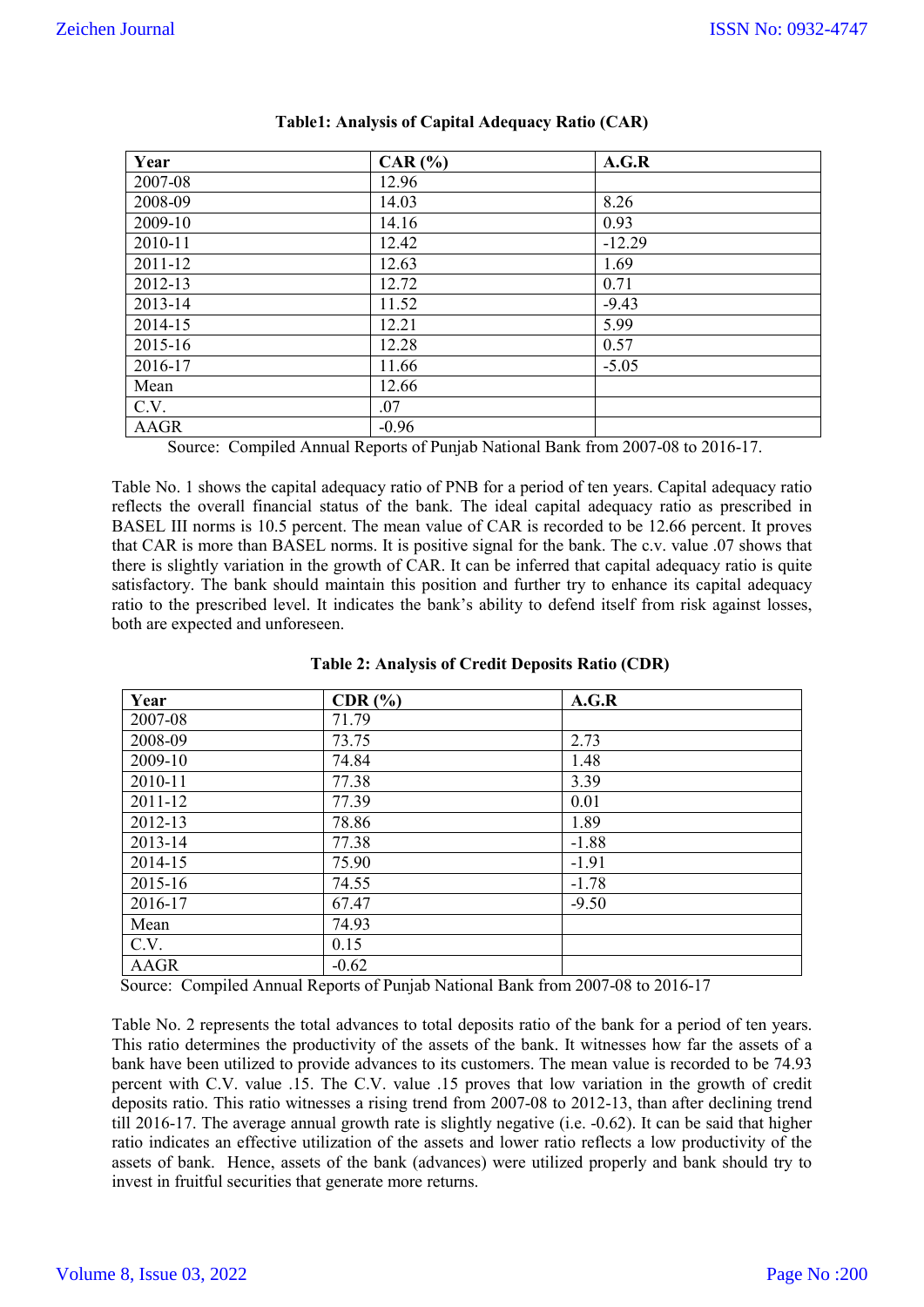**Table1: Analysis of Capital Adequacy Ratio (CAR)**

| Year | CAR (%) | A.G.R |
|---|---|---|
| 2007-08 | 12.96 | |
| 2008-09 | 14.03 | 8.26 |
| 2009-10 | 14.16 | 0.93 |
| 2010-11 | 12.42 | -12.29 |
| 2011-12 | 12.63 | 1.69 |
| 2012-13 | 12.72 | 0.71 |
| 2013-14 | 11.52 | -9.43 |
| 2014-15 | 12.21 | 5.99 |
| 2015-16 | 12.28 | 0.57 |
| 2016-17 | 11.66 | -5.05 |
| Mean | 12.66 | |
| C.V. | .07 | |
| AAGR | -0.96 | |

Source: Compiled Annual Reports of Punjab National Bank from 2007-08 to 2016-17.

Table No. 1 shows the capital adequacy ratio of PNB for a period of ten years. Capital adequacy ratio reflects the overall financial status of the bank. The ideal capital adequacy ratio as prescribed in BASEL III norms is 10.5 percent. The mean value of CAR is recorded to be 12.66 percent. It proves that CAR is more than BASEL norms. It is positive signal for the bank. The c.v. value .07 shows that there is slightly variation in the growth of CAR. It can be inferred that capital adequacy ratio is quite satisfactory. The bank should maintain this position and further try to enhance its capital adequacy ratio to the prescribed level. It indicates the bank's ability to defend itself from risk against losses, both are expected and unforeseen.

**Table 2: Analysis of Credit Deposits Ratio (CDR)**

| Year | CDR (%) | A.G.R |
|---|---|---|
| 2007-08 | 71.79 | |
| 2008-09 | 73.75 | 2.73 |
| 2009-10 | 74.84 | 1.48 |
| 2010-11 | 77.38 | 3.39 |
| 2011-12 | 77.39 | 0.01 |
| 2012-13 | 78.86 | 1.89 |
| 2013-14 | 77.38 | -1.88 |
| 2014-15 | 75.90 | -1.91 |
| 2015-16 | 74.55 | -1.78 |
| 2016-17 | 67.47 | -9.50 |
| Mean | 74.93 | |
| C.V. | 0.15 | |
| AAGR | -0.62 | |

Source: Compiled Annual Reports of Punjab National Bank from 2007-08 to 2016-17

Table No. 2 represents the total advances to total deposits ratio of the bank for a period of ten years. This ratio determines the productivity of the assets of the bank. It witnesses how far the assets of a bank have been utilized to provide advances to its customers. The mean value is recorded to be 74.93 percent with C.V. value .15. The C.V. value .15 proves that low variation in the growth of credit deposits ratio. This ratio witnesses a rising trend from 2007-08 to 2012-13, than after declining trend till 2016-17. The average annual growth rate is slightly negative (i.e. -0.62). It can be said that higher ratio indicates an effective utilization of the assets and lower ratio reflects a low productivity of the assets of bank. Hence, assets of the bank (advances) were utilized properly and bank should try to invest in fruitful securities that generate more returns.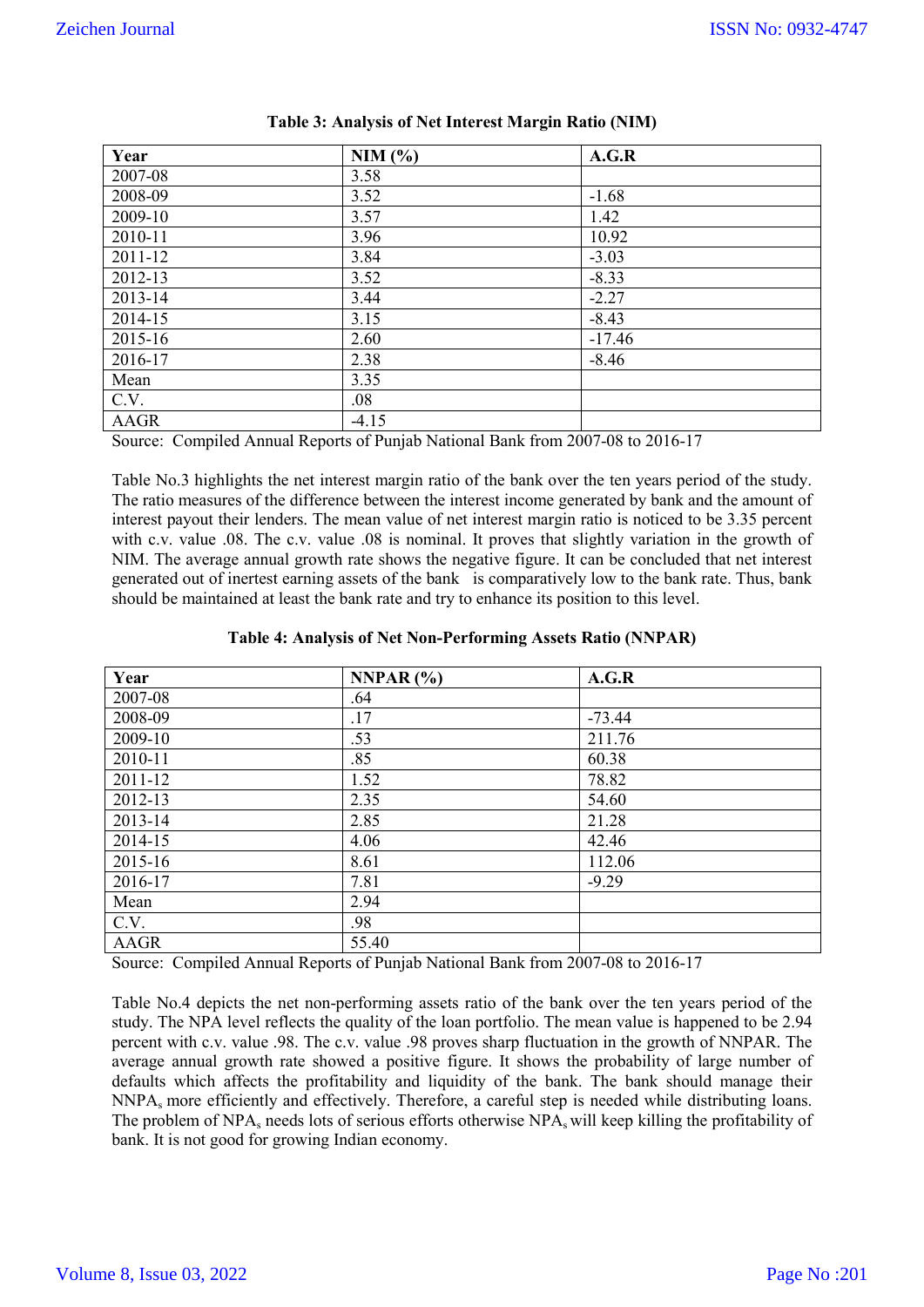**Table 3: Analysis of Net Interest Margin Ratio (NIM)**

| Year | NIM (%) | A.G.R |
|---|---|---|
| 2007-08 | 3.58 | |
| 2008-09 | 3.52 | -1.68 |
| 2009-10 | 3.57 | 1.42 |
| 2010-11 | 3.96 | 10.92 |
| 2011-12 | 3.84 | -3.03 |
| 2012-13 | 3.52 | -8.33 |
| 2013-14 | 3.44 | -2.27 |
| 2014-15 | 3.15 | -8.43 |
| 2015-16 | 2.60 | -17.46 |
| 2016-17 | 2.38 | -8.46 |
| Mean | 3.35 | |
| C.V. | .08 | |
| AAGR | -4.15 | |

Source: Compiled Annual Reports of Punjab National Bank from 2007-08 to 2016-17

Table No.3 highlights the net interest margin ratio of the bank over the ten years period of the study. The ratio measures of the difference between the interest income generated by bank and the amount of interest payout their lenders. The mean value of net interest margin ratio is noticed to be 3.35 percent with c.v. value .08. The c.v. value .08 is nominal. It proves that slightly variation in the growth of NIM. The average annual growth rate shows the negative figure. It can be concluded that net interest generated out of inertest earning assets of the bank is comparatively low to the bank rate. Thus, bank should be maintained at least the bank rate and try to enhance its position to this level.

**Table 4: Analysis of Net Non-Performing Assets Ratio (NNPAR)**

| Year | NNPAR (%) | A.G.R |
|---|---|---|
| 2007-08 | .64 | |
| 2008-09 | .17 | -73.44 |
| 2009-10 | .53 | 211.76 |
| 2010-11 | .85 | 60.38 |
| 2011-12 | 1.52 | 78.82 |
| 2012-13 | 2.35 | 54.60 |
| 2013-14 | 2.85 | 21.28 |
| 2014-15 | 4.06 | 42.46 |
| 2015-16 | 8.61 | 112.06 |
| 2016-17 | 7.81 | -9.29 |
| Mean | 2.94 | |
| C.V. | .98 | |
| AAGR | 55.40 | |

Source: Compiled Annual Reports of Punjab National Bank from 2007-08 to 2016-17

Table No.4 depicts the net non-performing assets ratio of the bank over the ten years period of the study. The NPA level reflects the quality of the loan portfolio. The mean value is happened to be 2.94 percent with c.v. value .98. The c.v. value .98 proves sharp fluctuation in the growth of NNPAR. The average annual growth rate showed a positive figure. It shows the probability of large number of defaults which affects the profitability and liquidity of the bank. The bank should manage their $NNPA_s$ more efficiently and effectively. Therefore, a careful step is needed while distributing loans. The problem of $NPA_s$ needs lots of serious efforts otherwise $NPA_s$ will keep killing the profitability of bank. It is not good for growing Indian economy.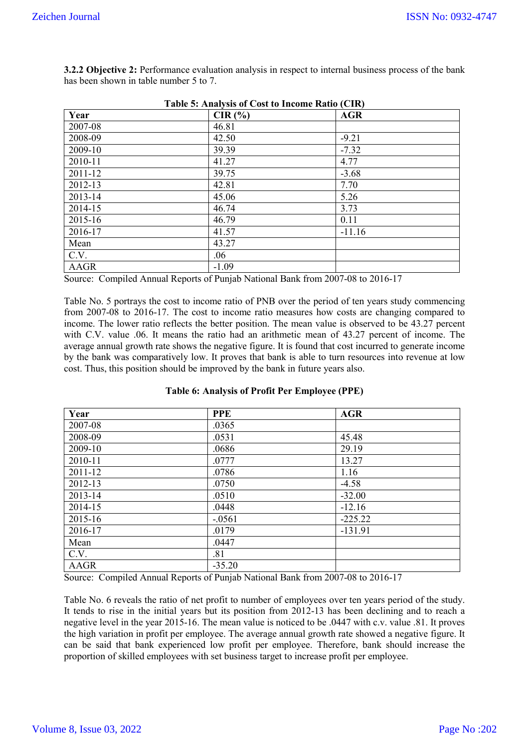**3.2.2 Objective 2:** Performance evaluation analysis in respect to internal business process of the bank has been shown in table number 5 to 7.

**Table 5: Analysis of Cost to Income Ratio (CIR)**

| Year | CIR (%) | AGR |
|---|---|---|
| 2007-08 | 46.81 | |
| 2008-09 | 42.50 | -9.21 |
| 2009-10 | 39.39 | -7.32 |
| 2010-11 | 41.27 | 4.77 |
| 2011-12 | 39.75 | -3.68 |
| 2012-13 | 42.81 | 7.70 |
| 2013-14 | 45.06 | 5.26 |
| 2014-15 | 46.74 | 3.73 |
| 2015-16 | 46.79 | 0.11 |
| 2016-17 | 41.57 | -11.16 |
| Mean | 43.27 | |
| C.V. | .06 | |
| AAGR | -1.09 | |

Source: Compiled Annual Reports of Punjab National Bank from 2007-08 to 2016-17

Table No. 5 portrays the cost to income ratio of PNB over the period of ten years study commencing from 2007-08 to 2016-17. The cost to income ratio measures how costs are changing compared to income. The lower ratio reflects the better position. The mean value is observed to be 43.27 percent with C.V. value .06. It means the ratio had an arithmetic mean of 43.27 percent of income. The average annual growth rate shows the negative figure. It is found that cost incurred to generate income by the bank was comparatively low. It proves that bank is able to turn resources into revenue at low cost. Thus, this position should be improved by the bank in future years also.

**Table 6: Analysis of Profit Per Employee (PPE)**

| Year | PPE | AGR |
|---|---|---|
| 2007-08 | .0365 | |
| 2008-09 | .0531 | 45.48 |
| 2009-10 | .0686 | 29.19 |
| 2010-11 | .0777 | 13.27 |
| 2011-12 | .0786 | 1.16 |
| 2012-13 | .0750 | -4.58 |
| 2013-14 | .0510 | -32.00 |
| 2014-15 | .0448 | -12.16 |
| 2015-16 | -.0561 | -225.22 |
| 2016-17 | .0179 | -131.91 |
| Mean | .0447 | |
| C.V. | .81 | |
| AAGR | -35.20 | |

Source: Compiled Annual Reports of Punjab National Bank from 2007-08 to 2016-17

Table No. 6 reveals the ratio of net profit to number of employees over ten years period of the study. It tends to rise in the initial years but its position from 2012-13 has been declining and to reach a negative level in the year 2015-16. The mean value is noticed to be .0447 with c.v. value .81. It proves the high variation in profit per employee. The average annual growth rate showed a negative figure. It can be said that bank experienced low profit per employee. Therefore, bank should increase the proportion of skilled employees with set business target to increase profit per employee.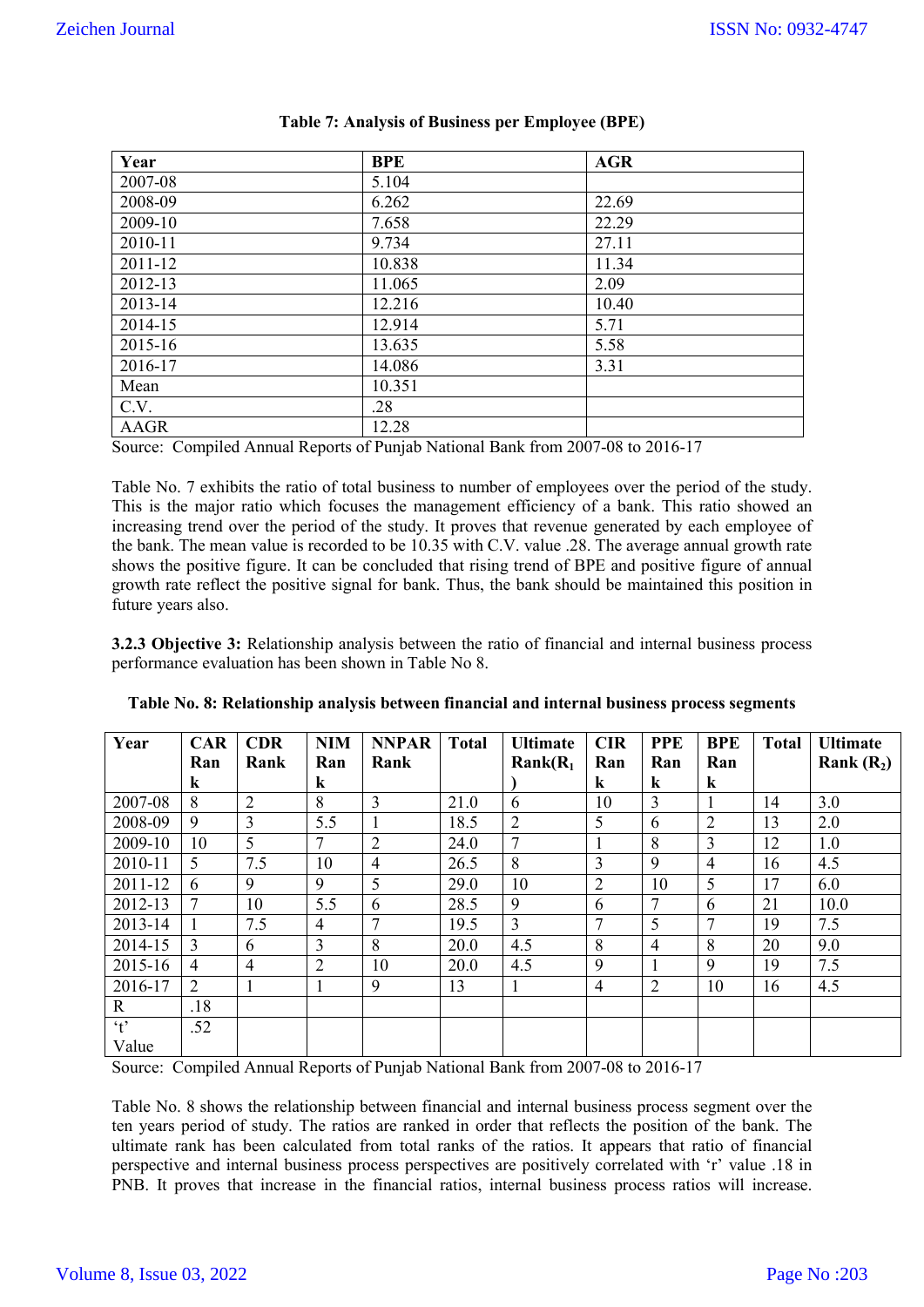**Table 7: Analysis of Business per Employee (BPE)**

| Year | BPE | AGR |
|---|---|---|
| 2007-08 | 5.104 | |
| 2008-09 | 6.262 | 22.69 |
| 2009-10 | 7.658 | 22.29 |
| 2010-11 | 9.734 | 27.11 |
| 2011-12 | 10.838 | 11.34 |
| 2012-13 | 11.065 | 2.09 |
| 2013-14 | 12.216 | 10.40 |
| 2014-15 | 12.914 | 5.71 |
| 2015-16 | 13.635 | 5.58 |
| 2016-17 | 14.086 | 3.31 |
| Mean | 10.351 | |
| C.V. | .28 | |
| AAGR | 12.28 | |

Source: Compiled Annual Reports of Punjab National Bank from 2007-08 to 2016-17

Table No. 7 exhibits the ratio of total business to number of employees over the period of the study. This is the major ratio which focuses the management efficiency of a bank. This ratio showed an increasing trend over the period of the study. It proves that revenue generated by each employee of the bank. The mean value is recorded to be 10.35 with C.V. value .28. The average annual growth rate shows the positive figure. It can be concluded that rising trend of BPE and positive figure of annual growth rate reflect the positive signal for bank. Thus, the bank should be maintained this position in future years also.

**3.2.3 Objective 3:** Relationship analysis between the ratio of financial and internal business process performance evaluation has been shown in Table No 8.

**Table No. 8: Relationship analysis between financial and internal business process segments**

| Year | CAR Rank | CDR Rank | NIM Rank | NNPAR Rank | Total | Ultimate Rank($R_1$) | CIR Rank | PPE Rank | BPE Rank | Total | Ultimate Rank ($R_2$) |
|---|---|---|---|---|---|---|---|---|---|---|---|
| 2007-08 | 8 | 2 | 8 | 3 | 21.0 | 6 | 10 | 3 | 1 | 14 | 3.0 |
| 2008-09 | 9 | 3 | 5.5 | 1 | 18.5 | 2 | 5 | 6 | 2 | 13 | 2.0 |
| 2009-10 | 10 | 5 | 7 | 2 | 24.0 | 7 | 1 | 8 | 3 | 12 | 1.0 |
| 2010-11 | 5 | 7.5 | 10 | 4 | 26.5 | 8 | 3 | 9 | 4 | 16 | 4.5 |
| 2011-12 | 6 | 9 | 9 | 5 | 29.0 | 10 | 2 | 10 | 5 | 17 | 6.0 |
| 2012-13 | 7 | 10 | 5.5 | 6 | 28.5 | 9 | 6 | 7 | 6 | 21 | 10.0 |
| 2013-14 | 1 | 7.5 | 4 | 7 | 19.5 | 3 | 7 | 5 | 7 | 19 | 7.5 |
| 2014-15 | 3 | 6 | 3 | 8 | 20.0 | 4.5 | 8 | 4 | 8 | 20 | 9.0 |
| 2015-16 | 4 | 4 | 2 | 10 | 20.0 | 4.5 | 9 | 1 | 9 | 19 | 7.5 |
| 2016-17 | 2 | 1 | 1 | 9 | 13 | 1 | 4 | 2 | 10 | 16 | 4.5 |
| R | .18 | | | | | | | | | | |
| 't' Value | .52 | | | | | | | | | | |

Source: Compiled Annual Reports of Punjab National Bank from 2007-08 to 2016-17

Table No. 8 shows the relationship between financial and internal business process segment over the ten years period of study. The ratios are ranked in order that reflects the position of the bank. The ultimate rank has been calculated from total ranks of the ratios. It appears that ratio of financial perspective and internal business process perspectives are positively correlated with 'r' value .18 in PNB. It proves that increase in the financial ratios, internal business process ratios will increase.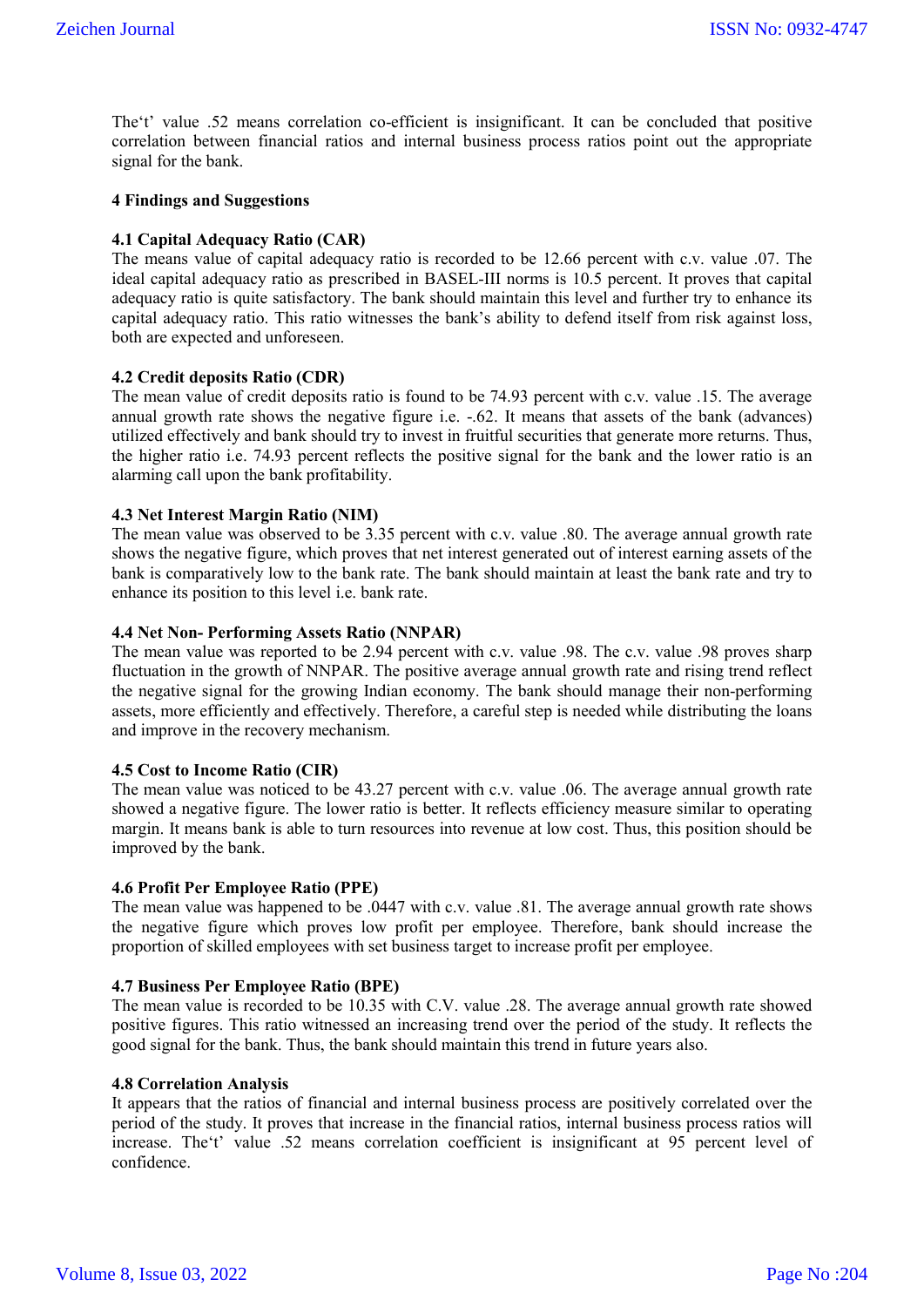The't' value .52 means correlation co-efficient is insignificant. It can be concluded that positive correlation between financial ratios and internal business process ratios point out the appropriate signal for the bank.

## 4 Findings and Suggestions

### 4.1 Capital Adequacy Ratio (CAR)

The means value of capital adequacy ratio is recorded to be 12.66 percent with c.v. value .07. The ideal capital adequacy ratio as prescribed in BASEL-III norms is 10.5 percent. It proves that capital adequacy ratio is quite satisfactory. The bank should maintain this level and further try to enhance its capital adequacy ratio. This ratio witnesses the bank's ability to defend itself from risk against loss, both are expected and unforeseen.

### 4.2 Credit deposits Ratio (CDR)

The mean value of credit deposits ratio is found to be 74.93 percent with c.v. value .15. The average annual growth rate shows the negative figure i.e. -.62. It means that assets of the bank (advances) utilized effectively and bank should try to invest in fruitful securities that generate more returns. Thus, the higher ratio i.e. 74.93 percent reflects the positive signal for the bank and the lower ratio is an alarming call upon the bank profitability.

### 4.3 Net Interest Margin Ratio (NIM)

The mean value was observed to be 3.35 percent with c.v. value .80. The average annual growth rate shows the negative figure, which proves that net interest generated out of interest earning assets of the bank is comparatively low to the bank rate. The bank should maintain at least the bank rate and try to enhance its position to this level i.e. bank rate.

### 4.4 Net Non- Performing Assets Ratio (NNPAR)

The mean value was reported to be 2.94 percent with c.v. value .98. The c.v. value .98 proves sharp fluctuation in the growth of NNPAR. The positive average annual growth rate and rising trend reflect the negative signal for the growing Indian economy. The bank should manage their non-performing assets, more efficiently and effectively. Therefore, a careful step is needed while distributing the loans and improve in the recovery mechanism.

### 4.5 Cost to Income Ratio (CIR)

The mean value was noticed to be 43.27 percent with c.v. value .06. The average annual growth rate showed a negative figure. The lower ratio is better. It reflects efficiency measure similar to operating margin. It means bank is able to turn resources into revenue at low cost. Thus, this position should be improved by the bank.

### 4.6 Profit Per Employee Ratio (PPE)

The mean value was happened to be .0447 with c.v. value .81. The average annual growth rate shows the negative figure which proves low profit per employee. Therefore, bank should increase the proportion of skilled employees with set business target to increase profit per employee.

### 4.7 Business Per Employee Ratio (BPE)

The mean value is recorded to be 10.35 with C.V. value .28. The average annual growth rate showed positive figures. This ratio witnessed an increasing trend over the period of the study. It reflects the good signal for the bank. Thus, the bank should maintain this trend in future years also.

### 4.8 Correlation Analysis

It appears that the ratios of financial and internal business process are positively correlated over the period of the study. It proves that increase in the financial ratios, internal business process ratios will increase. The't' value .52 means correlation coefficient is insignificant at 95 percent level of confidence.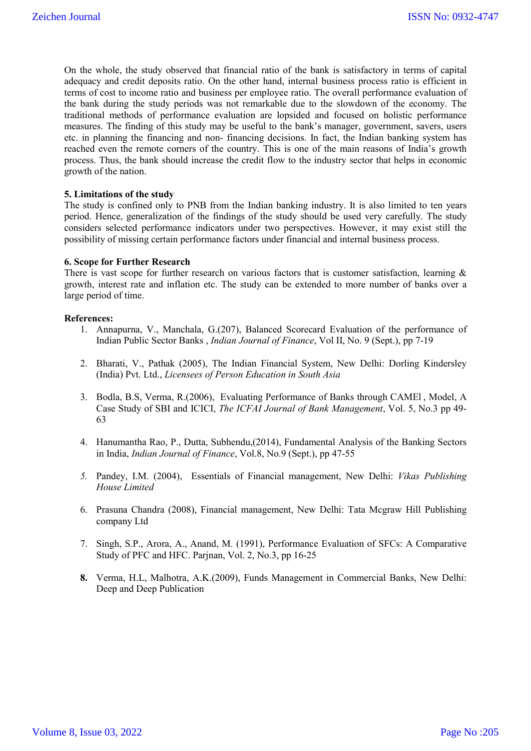On the whole, the study observed that financial ratio of the bank is satisfactory in terms of capital adequacy and credit deposits ratio. On the other hand, internal business process ratio is efficient in terms of cost to income ratio and business per employee ratio. The overall performance evaluation of the bank during the study periods was not remarkable due to the slowdown of the economy. The traditional methods of performance evaluation are lopsided and focused on holistic performance measures. The finding of this study may be useful to the bank's manager, government, savers, users etc. in planning the financing and non- financing decisions. In fact, the Indian banking system has reached even the remote corners of the country. This is one of the main reasons of India's growth process. Thus, the bank should increase the credit flow to the industry sector that helps in economic growth of the nation.

**5. Limitations of the study**

The study is confined only to PNB from the Indian banking industry. It is also limited to ten years period. Hence, generalization of the findings of the study should be used very carefully. The study considers selected performance indicators under two perspectives. However, it may exist still the possibility of missing certain performance factors under financial and internal business process.

**6. Scope for Further Research**

There is vast scope for further research on various factors that is customer satisfaction, learning & growth, interest rate and inflation etc. The study can be extended to more number of banks over a large period of time.

**References:**

1. Annapurna, V., Manchala, G.(207), Balanced Scorecard Evaluation of the performance of Indian Public Sector Banks , *Indian Journal of Finance*, Vol II, No. 9 (Sept.), pp 7-19

2. Bharati, V., Pathak (2005), The Indian Financial System, New Delhi: Dorling Kindersley (India) Pvt. Ltd., *Licensees of Person Education in South Asia*

3. Bodla, B.S, Verma, R.(2006), Evaluating Performance of Banks through CAMEl , Model, A Case Study of SBI and ICICI, *The ICFAI Journal of Bank Management*, Vol. 5, No.3 pp 49-63

4. Hanumantha Rao, P., Dutta, Subhendu,(2014), Fundamental Analysis of the Banking Sectors in India, *Indian Journal of Finance*, Vol.8, No.9 (Sept.), pp 47-55

5. Pandey, I.M. (2004), Essentials of Financial management, New Delhi: *Vikas Publishing House Limited*

6. Prasuna Chandra (2008), Financial management, New Delhi: Tata Mcgraw Hill Publishing company Ltd

7. Singh, S.P., Arora, A., Anand, M. (1991), Performance Evaluation of SFCs: A Comparative Study of PFC and HFC. Parjnan, Vol. 2, No.3, pp 16-25

8. Verma, H.L, Malhotra, A.K.(2009), Funds Management in Commercial Banks, New Delhi: Deep and Deep Publication